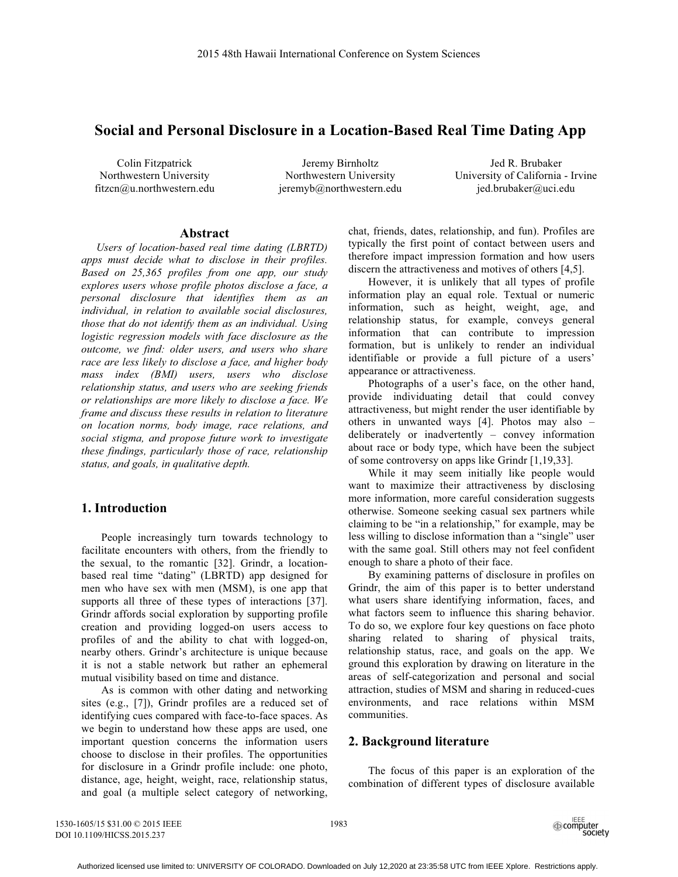# Social and Personal Disclosure in a Location-Based Real Time Dating App

Colin Fitzpatrick
Northwestern University
fitzcn@u.northwestern.edu

Jeremy Birnholtz
Northwestern University
jeremyb@northwestern.edu

Jed R. Brubaker
University of California - Irvine
jed.brubaker@uci.edu

## Abstract

*Users of location-based real time dating (LBRTD) apps must decide what to disclose in their profiles. Based on 25,365 profiles from one app, our study explores users whose profile photos disclose a face, a personal disclosure that identifies them as an individual, in relation to available social disclosures, those that do not identify them as an individual. Using logistic regression models with face disclosure as the outcome, we find: older users, and users who share race are less likely to disclose a face, and higher body mass index (BMI) users, users who disclose relationship status, and users who are seeking friends or relationships are more likely to disclose a face. We frame and discuss these results in relation to literature on location norms, body image, race relations, and social stigma, and propose future work to investigate these findings, particularly those of race, relationship status, and goals, in qualitative depth.*

## 1. Introduction

People increasingly turn towards technology to facilitate encounters with others, from the friendly to the sexual, to the romantic [32]. Grindr, a location-based real time "dating" (LBRTD) app designed for men who have sex with men (MSM), is one app that supports all three of these types of interactions [37]. Grindr affords social exploration by supporting profile creation and providing logged-on users access to profiles of and the ability to chat with logged-on, nearby others. Grindr's architecture is unique because it is not a stable network but rather an ephemeral mutual visibility based on time and distance.

As is common with other dating and networking sites (e.g., [7]), Grindr profiles are a reduced set of identifying cues compared with face-to-face spaces. As we begin to understand how these apps are used, one important question concerns the information users choose to disclose in their profiles. The opportunities for disclosure in a Grindr profile include: one photo, distance, age, height, weight, race, relationship status, and goal (a multiple select category of networking, chat, friends, dates, relationship, and fun). Profiles are typically the first point of contact between users and therefore impact impression formation and how users discern the attractiveness and motives of others [4,5].

However, it is unlikely that all types of profile information play an equal role. Textual or numeric information, such as height, weight, age, and relationship status, for example, conveys general information that can contribute to impression formation, but is unlikely to render an individual identifiable or provide a full picture of a users' appearance or attractiveness.

Photographs of a user's face, on the other hand, provide individuating detail that could convey attractiveness, but might render the user identifiable by others in unwanted ways [4]. Photos may also – deliberately or inadvertently – convey information about race or body type, which have been the subject of some controversy on apps like Grindr [1,19,33].

While it may seem initially like people would want to maximize their attractiveness by disclosing more information, more careful consideration suggests otherwise. Someone seeking casual sex partners while claiming to be "in a relationship," for example, may be less willing to disclose information than a "single" user with the same goal. Still others may not feel confident enough to share a photo of their face.

By examining patterns of disclosure in profiles on Grindr, the aim of this paper is to better understand what users share identifying information, faces, and what factors seem to influence this sharing behavior. To do so, we explore four key questions on face photo sharing related to sharing of physical traits, relationship status, race, and goals on the app. We ground this exploration by drawing on literature in the areas of self-categorization and personal and social attraction, studies of MSM and sharing in reduced-cues environments, and race relations within MSM communities.

## 2. Background literature

The focus of this paper is an exploration of the combination of different types of disclosure available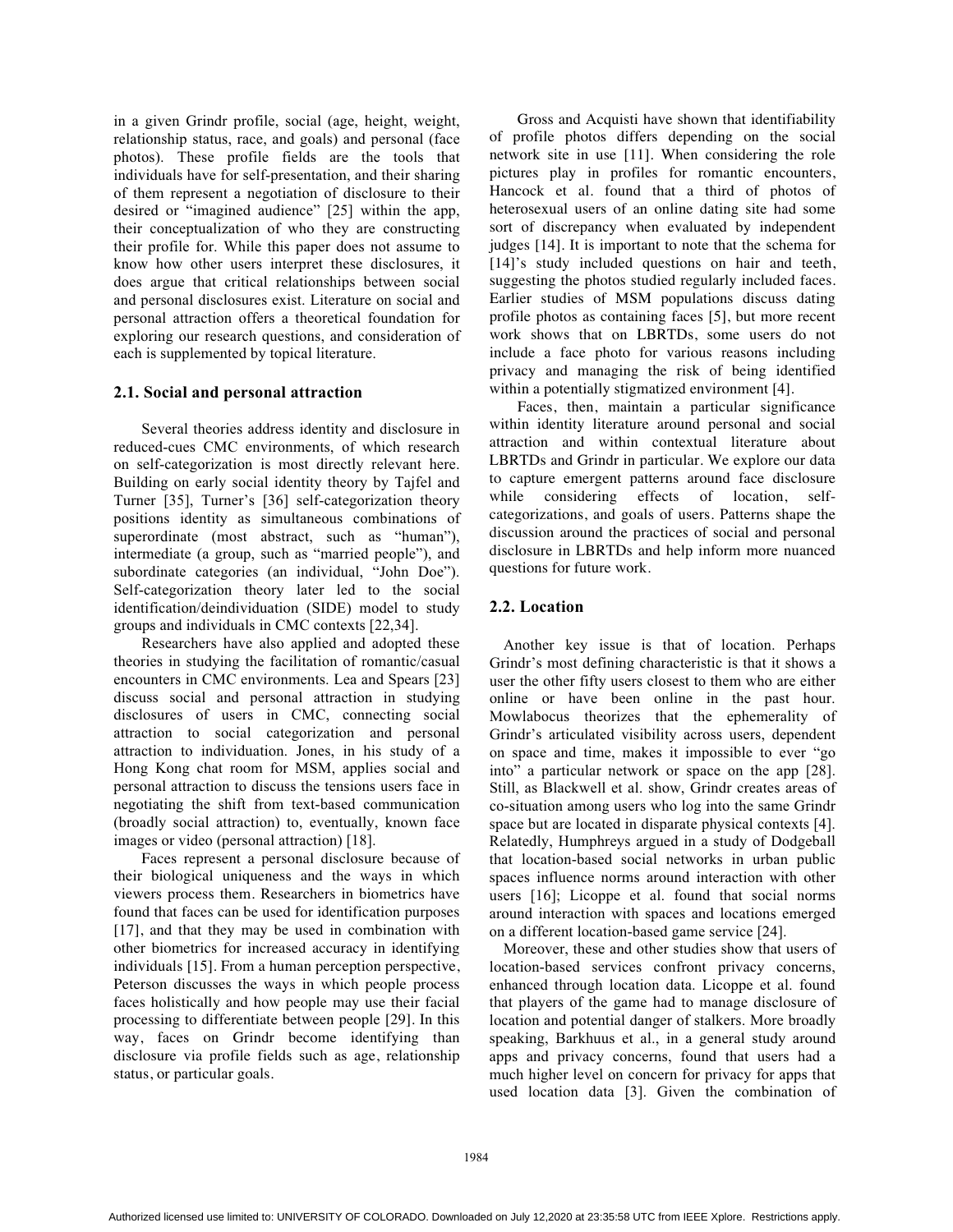in a given Grindr profile, social (age, height, weight, relationship status, race, and goals) and personal (face photos). These profile fields are the tools that individuals have for self-presentation, and their sharing of them represent a negotiation of disclosure to their desired or "imagined audience" [25] within the app, their conceptualization of who they are constructing their profile for. While this paper does not assume to know how other users interpret these disclosures, it does argue that critical relationships between social and personal disclosures exist. Literature on social and personal attraction offers a theoretical foundation for exploring our research questions, and consideration of each is supplemented by topical literature.

## 2.1. Social and personal attraction

Several theories address identity and disclosure in reduced-cues CMC environments, of which research on self-categorization is most directly relevant here. Building on early social identity theory by Tajfel and Turner [35], Turner's [36] self-categorization theory positions identity as simultaneous combinations of superordinate (most abstract, such as "human"), intermediate (a group, such as "married people"), and subordinate categories (an individual, "John Doe"). Self-categorization theory later led to the social identification/deindividuation (SIDE) model to study groups and individuals in CMC contexts [22,34].

Researchers have also applied and adopted these theories in studying the facilitation of romantic/casual encounters in CMC environments. Lea and Spears [23] discuss social and personal attraction in studying disclosures of users in CMC, connecting social attraction to social categorization and personal attraction to individuation. Jones, in his study of a Hong Kong chat room for MSM, applies social and personal attraction to discuss the tensions users face in negotiating the shift from text-based communication (broadly social attraction) to, eventually, known face images or video (personal attraction) [18].

Faces represent a personal disclosure because of their biological uniqueness and the ways in which viewers process them. Researchers in biometrics have found that faces can be used for identification purposes [17], and that they may be used in combination with other biometrics for increased accuracy in identifying individuals [15]. From a human perception perspective, Peterson discusses the ways in which people process faces holistically and how people may use their facial processing to differentiate between people [29]. In this way, faces on Grindr become identifying than disclosure via profile fields such as age, relationship status, or particular goals.

Gross and Acquisti have shown that identifiability of profile photos differs depending on the social network site in use [11]. When considering the role pictures play in profiles for romantic encounters, Hancock et al. found that a third of photos of heterosexual users of an online dating site had some sort of discrepancy when evaluated by independent judges [14]. It is important to note that the schema for [14]'s study included questions on hair and teeth, suggesting the photos studied regularly included faces. Earlier studies of MSM populations discuss dating profile photos as containing faces [5], but more recent work shows that on LBRTDs, some users do not include a face photo for various reasons including privacy and managing the risk of being identified within a potentially stigmatized environment [4].

Faces, then, maintain a particular significance within identity literature around personal and social attraction and within contextual literature about LBRTDs and Grindr in particular. We explore our data to capture emergent patterns around face disclosure while considering effects of location, self-categorizations, and goals of users. Patterns shape the discussion around the practices of social and personal disclosure in LBRTDs and help inform more nuanced questions for future work.

## 2.2. Location

Another key issue is that of location. Perhaps Grindr's most defining characteristic is that it shows a user the other fifty users closest to them who are either online or have been online in the past hour. Mowlabocus theorizes that the ephemerality of Grindr's articulated visibility across users, dependent on space and time, makes it impossible to ever "go into" a particular network or space on the app [28]. Still, as Blackwell et al. show, Grindr creates areas of co-situation among users who log into the same Grindr space but are located in disparate physical contexts [4]. Relatedly, Humphreys argued in a study of Dodgeball that location-based social networks in urban public spaces influence norms around interaction with other users [16]; Licoppe et al. found that social norms around interaction with spaces and locations emerged on a different location-based game service [24].

Moreover, these and other studies show that users of location-based services confront privacy concerns, enhanced through location data. Licoppe et al. found that players of the game had to manage disclosure of location and potential danger of stalkers. More broadly speaking, Barkhuus et al., in a general study around apps and privacy concerns, found that users had a much higher level on concern for privacy for apps that used location data [3]. Given the combination of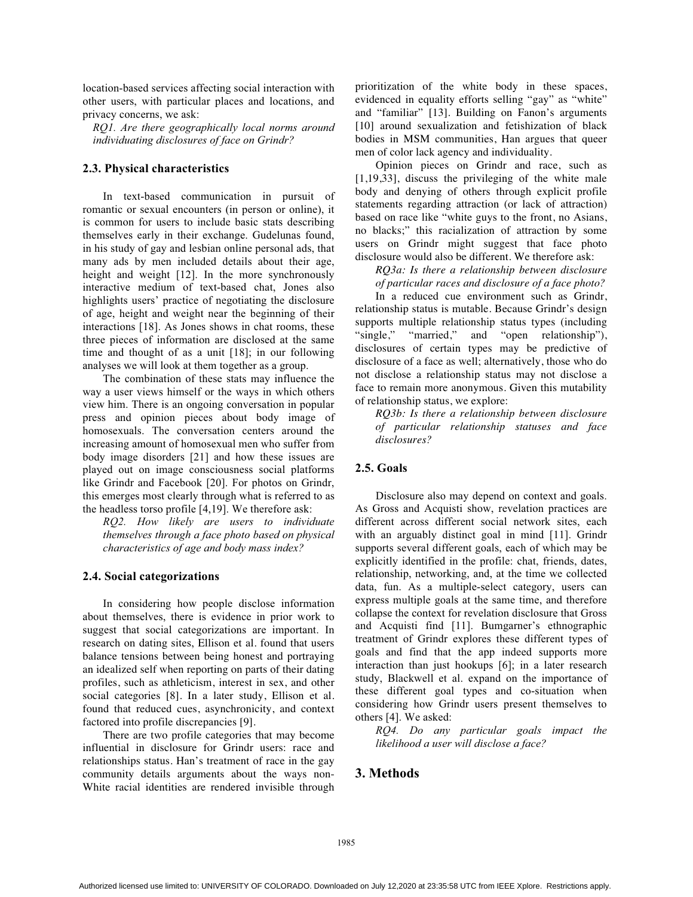location-based services affecting social interaction with other users, with particular places and locations, and privacy concerns, we ask:

*RQ1. Are there geographically local norms around individuating disclosures of face on Grindr?*

### 2.3. Physical characteristics

In text-based communication in pursuit of romantic or sexual encounters (in person or online), it is common for users to include basic stats describing themselves early in their exchange. Gudelunas found, in his study of gay and lesbian online personal ads, that many ads by men included details about their age, height and weight [12]. In the more synchronously interactive medium of text-based chat, Jones also highlights users' practice of negotiating the disclosure of age, height and weight near the beginning of their interactions [18]. As Jones shows in chat rooms, these three pieces of information are disclosed at the same time and thought of as a unit [18]; in our following analyses we will look at them together as a group.

The combination of these stats may influence the way a user views himself or the ways in which others view him. There is an ongoing conversation in popular press and opinion pieces about body image of homosexuals. The conversation centers around the increasing amount of homosexual men who suffer from body image disorders [21] and how these issues are played out on image consciousness social platforms like Grindr and Facebook [20]. For photos on Grindr, this emerges most clearly through what is referred to as the headless torso profile [4,19]. We therefore ask:

*RQ2. How likely are users to individuate themselves through a face photo based on physical characteristics of age and body mass index?*

### 2.4. Social categorizations

In considering how people disclose information about themselves, there is evidence in prior work to suggest that social categorizations are important. In research on dating sites, Ellison et al. found that users balance tensions between being honest and portraying an idealized self when reporting on parts of their dating profiles, such as athleticism, interest in sex, and other social categories [8]. In a later study, Ellison et al. found that reduced cues, asynchronicity, and context factored into profile discrepancies [9].

There are two profile categories that may become influential in disclosure for Grindr users: race and relationships status. Han's treatment of race in the gay community details arguments about the ways non-White racial identities are rendered invisible through prioritization of the white body in these spaces, evidenced in equality efforts selling "gay" as "white" and "familiar" [13]. Building on Fanon's arguments [10] around sexualization and fetishization of black bodies in MSM communities, Han argues that queer men of color lack agency and individuality.

Opinion pieces on Grindr and race, such as [1,19,33], discuss the privileging of the white male body and denying of others through explicit profile statements regarding attraction (or lack of attraction) based on race like "white guys to the front, no Asians, no blacks;" this racialization of attraction by some users on Grindr might suggest that face photo disclosure would also be different. We therefore ask:

*RQ3a: Is there a relationship between disclosure of particular races and disclosure of a face photo?*

In a reduced cue environment such as Grindr, relationship status is mutable. Because Grindr's design supports multiple relationship status types (including "single," "married," and "open relationship"), disclosures of certain types may be predictive of disclosure of a face as well; alternatively, those who do not disclose a relationship status may not disclose a face to remain more anonymous. Given this mutability of relationship status, we explore:

*RQ3b: Is there a relationship between disclosure of particular relationship statuses and face disclosures?*

### 2.5. Goals

Disclosure also may depend on context and goals. As Gross and Acquisti show, revelation practices are different across different social network sites, each with an arguably distinct goal in mind [11]. Grindr supports several different goals, each of which may be explicitly identified in the profile: chat, friends, dates, relationship, networking, and, at the time we collected data, fun. As a multiple-select category, users can express multiple goals at the same time, and therefore collapse the context for revelation disclosure that Gross and Acquisti find [11]. Bumgarner's ethnographic treatment of Grindr explores these different types of goals and find that the app indeed supports more interaction than just hookups [6]; in a later research study, Blackwell et al. expand on the importance of these different goal types and co-situation when considering how Grindr users present themselves to others [4]. We asked:

*RQ4. Do any particular goals impact the likelihood a user will disclose a face?*

## 3. Methods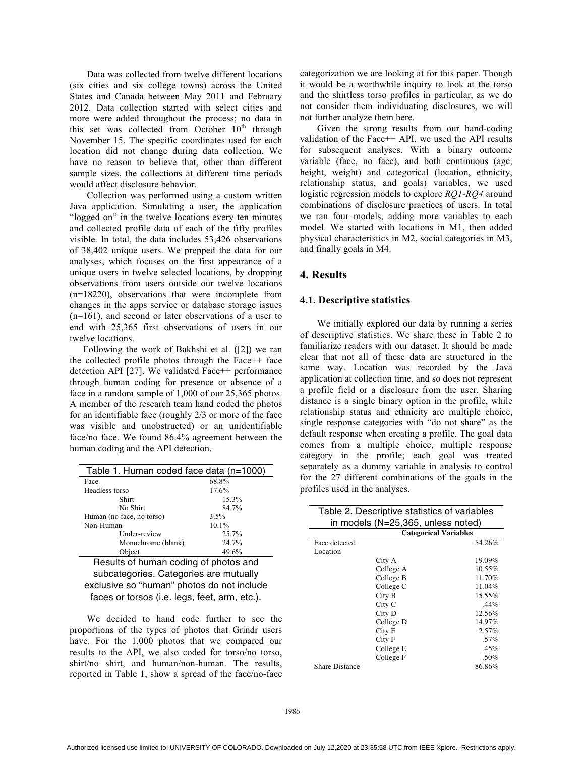Data was collected from twelve different locations (six cities and six college towns) across the United States and Canada between May 2011 and February 2012. Data collection started with select cities and more were added throughout the process; no data in this set was collected from October 10th through November 15. The specific coordinates used for each location did not change during data collection. We have no reason to believe that, other than different sample sizes, the collections at different time periods would affect disclosure behavior.

Collection was performed using a custom written Java application. Simulating a user, the application "logged on" in the twelve locations every ten minutes and collected profile data of each of the fifty profiles visible. In total, the data includes 53,426 observations of 38,402 unique users. We prepped the data for our analyses, which focuses on the first appearance of a unique users in twelve selected locations, by dropping observations from users outside our twelve locations (n=18220), observations that were incomplete from changes in the apps service or database storage issues (n=161), and second or later observations of a user to end with 25,365 first observations of users in our twelve locations.

Following the work of Bakhshi et al. ([2]) we ran the collected profile photos through the Face++ face detection API [27]. We validated Face++ performance through human coding for presence or absence of a face in a random sample of 1,000 of our 25,365 photos. A member of the research team hand coded the photos for an identifiable face (roughly 2/3 or more of the face was visible and unobstructed) or an unidentifiable face/no face. We found 86.4% agreement between the human coding and the API detection.

Table 1. Human coded face data (n=1000)

| Category | | Percent |
|---|---|---|
| Face | | 68.8% |
| Headless torso | | 17.6% |
| | Shirt | 15.3% |
| | No Shirt | 84.7% |
| Human (no face, no torso) | | 3.5% |
| Non-Human | | 10.1% |
| | Under-review | 25.7% |
| | Monochrome (blank) | 24.7% |
| | Object | 49.6% |

Results of human coding of photos and subcategories. Categories are mutually exclusive so "human" photos do not include faces or torsos (i.e. legs, feet, arm, etc.).

We decided to hand code further to see the proportions of the types of photos that Grindr users have. For the 1,000 photos that we compared our results to the API, we also coded for torso/no torso, shirt/no shirt, and human/non-human. The results, reported in Table 1, show a spread of the face/no-face categorization we are looking at for this paper. Though it would be a worthwhile inquiry to look at the torso and the shirtless torso profiles in particular, as we do not consider them individuating disclosures, we will not further analyze them here.

Given the strong results from our hand-coding validation of the Face++ API, we used the API results for subsequent analyses. With a binary outcome variable (face, no face), and both continuous (age, height, weight) and categorical (location, ethnicity, relationship status, and goals) variables, we used logistic regression models to explore *RQ1-RQ4* around combinations of disclosure practices of users. In total we ran four models, adding more variables to each model. We started with locations in M1, then added physical characteristics in M2, social categories in M3, and finally goals in M4.

## 4. Results

### 4.1. Descriptive statistics

We initially explored our data by running a series of descriptive statistics. We share these in Table 2 to familiarize readers with our dataset. It should be made clear that not all of these data are structured in the same way. Location was recorded by the Java application at collection time, and so does not represent a profile field or a disclosure from the user. Sharing distance is a single binary option in the profile, while relationship status and ethnicity are multiple choice, single response categories with "do not share" as the default response when creating a profile. The goal data comes from a multiple choice, multiple response category in the profile; each goal was treated separately as a dummy variable in analysis to control for the 27 different combinations of the goals in the profiles used in the analyses.

Table 2. Descriptive statistics of variables in models (N=25,365, unless noted)

| | Categorical Variables | |
|---|---|---|
| Face detected | | 54.26% |
| Location | | |
| | City A | 19.09% |
| | College A | 10.55% |
| | College B | 11.70% |
| | College C | 11.04% |
| | City B | 15.55% |
| | City C | .44% |
| | City D | 12.56% |
| | College D | 14.97% |
| | City E | 2.57% |
| | City F | .57% |
| | College E | .45% |
| | College F | .50% |
| Share Distance | | 86.86% |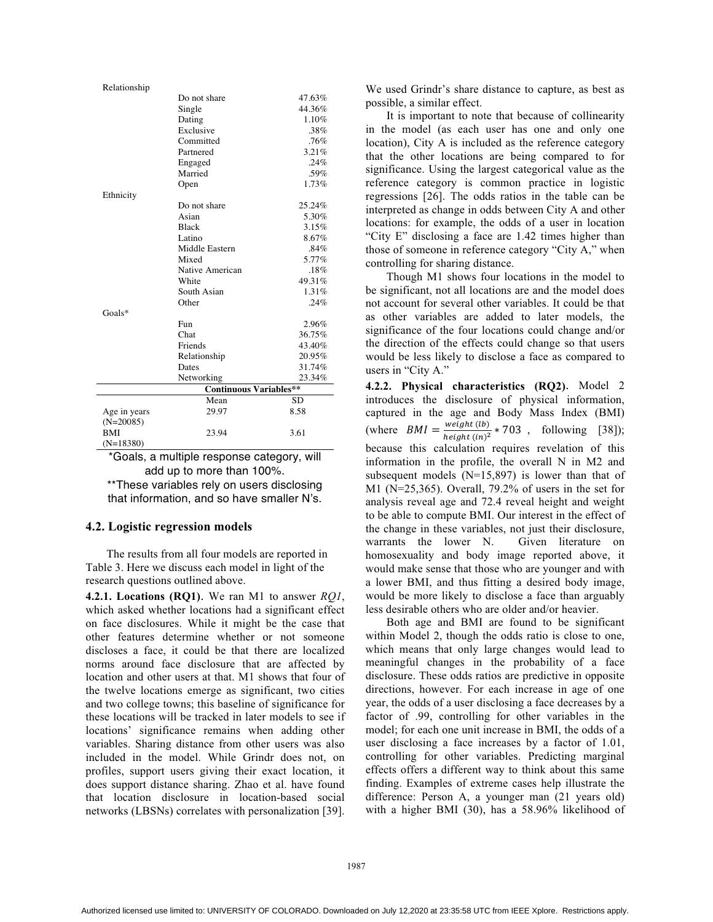| | | |
|---|---|---|
| Relationship | | |
| | Do not share | 47.63% |
| | Single | 44.36% |
| | Dating | 1.10% |
| | Exclusive | .38% |
| | Committed | .76% |
| | Partnered | 3.21% |
| | Engaged | .24% |
| | Married | .59% |
| | Open | 1.73% |
| Ethnicity | | |
| | Do not share | 25.24% |
| | Asian | 5.30% |
| | Black | 3.15% |
| | Latino | 8.67% |
| | Middle Eastern | .84% |
| | Mixed | 5.77% |
| | Native American | .18% |
| | White | 49.31% |
| | South Asian | 1.31% |
| | Other | .24% |
| Goals* | | |
| | Fun | 2.96% |
| | Chat | 36.75% |
| | Friends | 43.40% |
| | Relationship | 20.95% |
| | Dates | 31.74% |
| | Networking | 23.34% |
| | **Continuous Variables**** | |
| | Mean | SD |
| Age in years (N=20085) | 29.97 | 8.58 |
| BMI (N=18380) | 23.94 | 3.61 |

*Goals, a multiple response category, will add up to more than 100%.
**These variables rely on users disclosing that information, and so have smaller N's.

### 4.2. Logistic regression models

The results from all four models are reported in Table 3. Here we discuss each model in light of the research questions outlined above.

**4.2.1. Locations (RQ1).** We ran M1 to answer *RQ1*, which asked whether locations had a significant effect on face disclosures. While it might be the case that other features determine whether or not someone discloses a face, it could be that there are localized norms around face disclosure that are affected by location and other users at that. M1 shows that four of the twelve locations emerge as significant, two cities and two college towns; this baseline of significance for these locations will be tracked in later models to see if locations' significance remains when adding other variables. Sharing distance from other users was also included in the model. While Grindr does not, on profiles, support users giving their exact location, it does support distance sharing. Zhao et al. have found that location disclosure in location-based social networks (LBSNs) correlates with personalization [39]. We used Grindr's share distance to capture, as best as possible, a similar effect.

It is important to note that because of collinearity in the model (as each user has one and only one location), City A is included as the reference category that the other locations are being compared to for significance. Using the largest categorical value as the reference category is common practice in logistic regressions [26]. The odds ratios in the table can be interpreted as change in odds between City A and other locations: for example, the odds of a user in location "City E" disclosing a face are 1.42 times higher than those of someone in reference category "City A," when controlling for sharing distance.

Though M1 shows four locations in the model to be significant, not all locations are and the model does not account for several other variables. It could be that as other variables are added to later models, the significance of the four locations could change and/or the direction of the effects could change so that users would be less likely to disclose a face as compared to users in "City A."

**4.2.2. Physical characteristics (RQ2).** Model 2 introduces the disclosure of physical information, captured in the age and Body Mass Index (BMI) (where $BMI = \frac{weight\ (lb)}{height\ (in)^2} * 703$, following [38]); because this calculation requires revelation of this information in the profile, the overall N in M2 and subsequent models (N=15,897) is lower than that of M1 (N=25,365). Overall, 79.2% of users in the set for analysis reveal age and 72.4 reveal height and weight to be able to compute BMI. Our interest in the effect of the change in these variables, not just their disclosure, warrants the lower N. Given literature on homosexuality and body image reported above, it would make sense that those who are younger and with a lower BMI, and thus fitting a desired body image, would be more likely to disclose a face than arguably less desirable others who are older and/or heavier.

Both age and BMI are found to be significant within Model 2, though the odds ratio is close to one, which means that only large changes would lead to meaningful changes in the probability of a face disclosure. These odds ratios are predictive in opposite directions, however. For each increase in age of one year, the odds of a user disclosing a face decreases by a factor of .99, controlling for other variables in the model; for each one unit increase in BMI, the odds of a user disclosing a face increases by a factor of 1.01, controlling for other variables. Predicting marginal effects offers a different way to think about this same finding. Examples of extreme cases help illustrate the difference: Person A, a younger man (21 years old) with a higher BMI (30), has a 58.96% likelihood of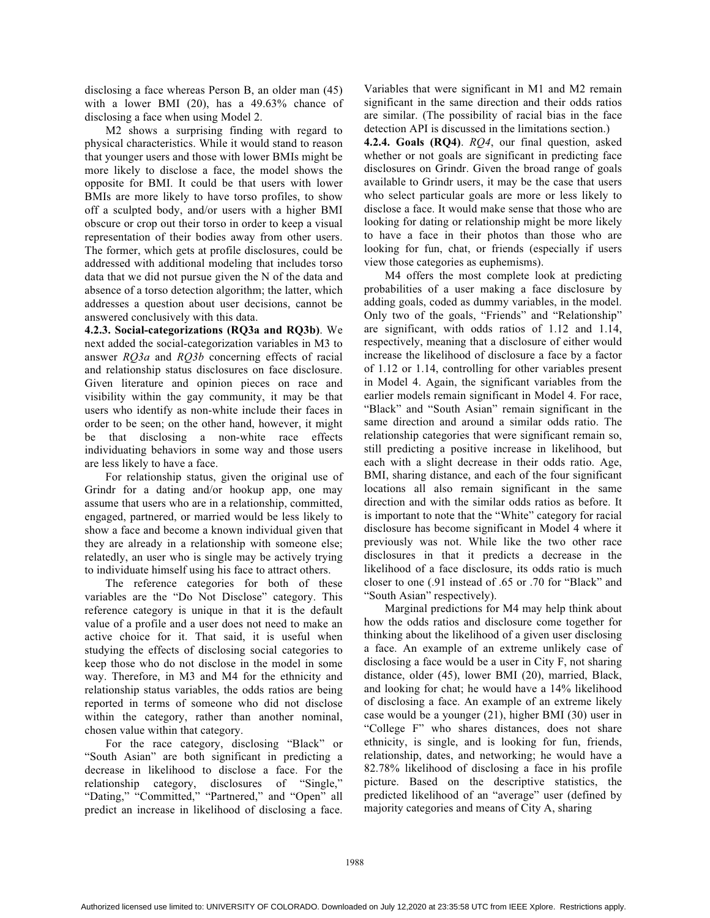disclosing a face whereas Person B, an older man (45) with a lower BMI (20), has a 49.63% chance of disclosing a face when using Model 2.

M2 shows a surprising finding with regard to physical characteristics. While it would stand to reason that younger users and those with lower BMIs might be more likely to disclose a face, the model shows the opposite for BMI. It could be that users with lower BMIs are more likely to have torso profiles, to show off a sculpted body, and/or users with a higher BMI obscure or crop out their torso in order to keep a visual representation of their bodies away from other users. The former, which gets at profile disclosures, could be addressed with additional modeling that includes torso data that we did not pursue given the N of the data and absence of a torso detection algorithm; the latter, which addresses a question about user decisions, cannot be answered conclusively with this data.

**4.2.3. Social-categorizations (RQ3a and RQ3b)**. We next added the social-categorization variables in M3 to answer *RQ3a* and *RQ3b* concerning effects of racial and relationship status disclosures on face disclosure. Given literature and opinion pieces on race and visibility within the gay community, it may be that users who identify as non-white include their faces in order to be seen; on the other hand, however, it might be that disclosing a non-white race effects individuating behaviors in some way and those users are less likely to have a face.

For relationship status, given the original use of Grindr for a dating and/or hookup app, one may assume that users who are in a relationship, committed, engaged, partnered, or married would be less likely to show a face and become a known individual given that they are already in a relationship with someone else; relatedly, an user who is single may be actively trying to individuate himself using his face to attract others.

The reference categories for both of these variables are the "Do Not Disclose" category. This reference category is unique in that it is the default value of a profile and a user does not need to make an active choice for it. That said, it is useful when studying the effects of disclosing social categories to keep those who do not disclose in the model in some way. Therefore, in M3 and M4 for the ethnicity and relationship status variables, the odds ratios are being reported in terms of someone who did not disclose within the category, rather than another nominal, chosen value within that category.

For the race category, disclosing "Black" or "South Asian" are both significant in predicting a decrease in likelihood to disclose a face. For the relationship category, disclosures of "Single," "Dating," "Committed," "Partnered," and "Open" all predict an increase in likelihood of disclosing a face. Variables that were significant in M1 and M2 remain significant in the same direction and their odds ratios are similar. (The possibility of racial bias in the face detection API is discussed in the limitations section.)

**4.2.4. Goals (RQ4)**. *RQ4*, our final question, asked whether or not goals are significant in predicting face disclosures on Grindr. Given the broad range of goals available to Grindr users, it may be the case that users who select particular goals are more or less likely to disclose a face. It would make sense that those who are looking for dating or relationship might be more likely to have a face in their photos than those who are looking for fun, chat, or friends (especially if users view those categories as euphemisms).

M4 offers the most complete look at predicting probabilities of a user making a face disclosure by adding goals, coded as dummy variables, in the model. Only two of the goals, "Friends" and "Relationship" are significant, with odds ratios of 1.12 and 1.14, respectively, meaning that a disclosure of either would increase the likelihood of disclosure a face by a factor of 1.12 or 1.14, controlling for other variables present in Model 4. Again, the significant variables from the earlier models remain significant in Model 4. For race, "Black" and "South Asian" remain significant in the same direction and around a similar odds ratio. The relationship categories that were significant remain so, still predicting a positive increase in likelihood, but each with a slight decrease in their odds ratio. Age, BMI, sharing distance, and each of the four significant locations all also remain significant in the same direction and with the similar odds ratios as before. It is important to note that the "White" category for racial disclosure has become significant in Model 4 where it previously was not. While like the two other race disclosures in that it predicts a decrease in the likelihood of a face disclosure, its odds ratio is much closer to one (.91 instead of .65 or .70 for "Black" and "South Asian" respectively).

Marginal predictions for M4 may help think about how the odds ratios and disclosure come together for thinking about the likelihood of a given user disclosing a face. An example of an extreme unlikely case of disclosing a face would be a user in City F, not sharing distance, older (45), lower BMI (20), married, Black, and looking for chat; he would have a 14% likelihood of disclosing a face. An example of an extreme likely case would be a younger (21), higher BMI (30) user in "College F" who shares distances, does not share ethnicity, is single, and is looking for fun, friends, relationship, dates, and networking; he would have a 82.78% likelihood of disclosing a face in his profile picture. Based on the descriptive statistics, the predicted likelihood of an "average" user (defined by majority categories and means of City A, sharing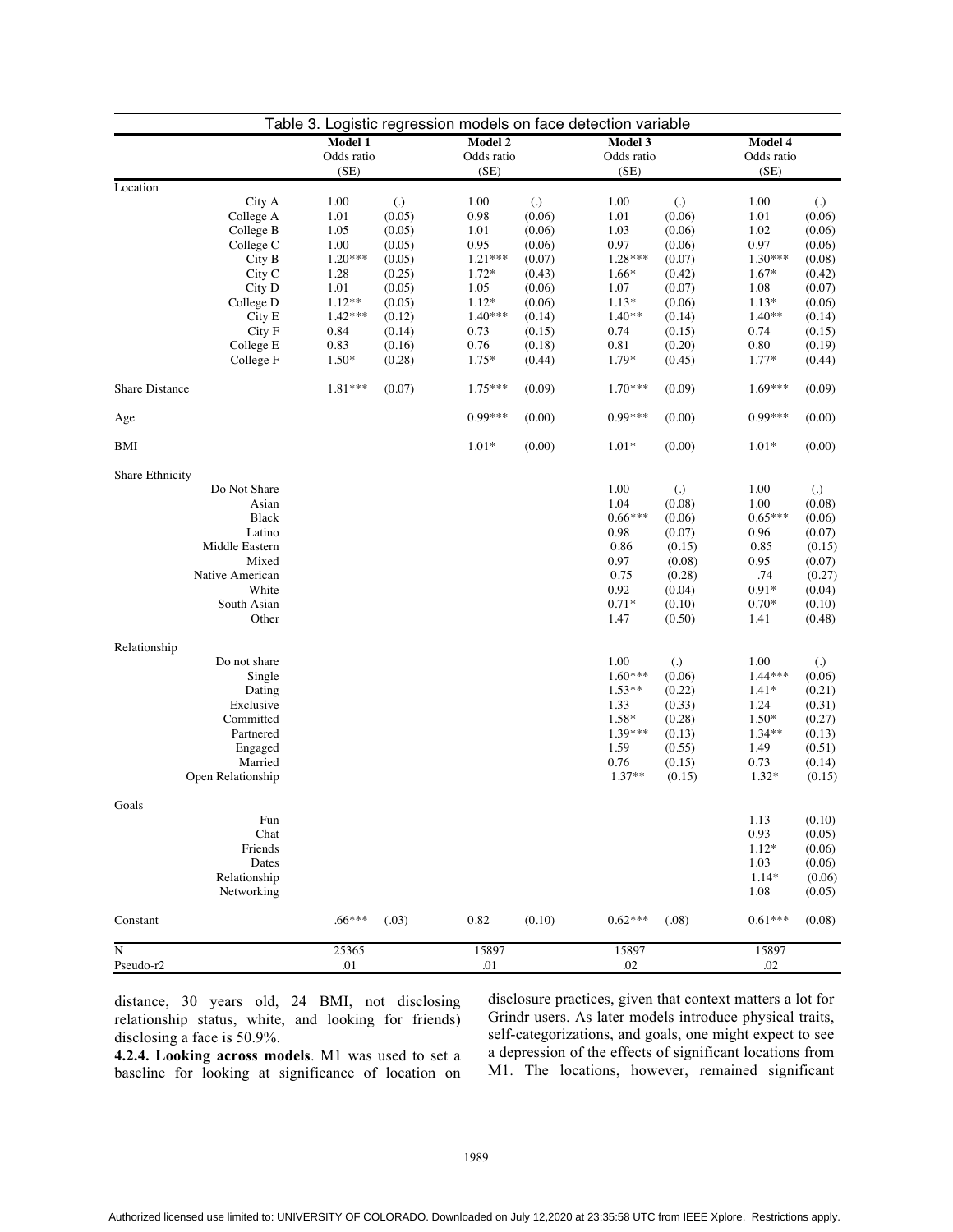Table 3. Logistic regression models on face detection variable

| | Model 1 Odds ratio | (SE) | Model 2 Odds ratio | (SE) | Model 3 Odds ratio | (SE) | Model 4 Odds ratio | (SE) |
|---|---|---|---|---|---|---|---|---|
| **Location** | | | | | | | | |
| City A | 1.00 | (.) | 1.00 | (.) | 1.00 | (.) | 1.00 | (.) |
| College A | 1.01 | (0.05) | 0.98 | (0.06) | 1.01 | (0.06) | 1.01 | (0.06) |
| College B | 1.05 | (0.05) | 1.01 | (0.06) | 1.03 | (0.06) | 1.02 | (0.06) |
| College C | 1.00 | (0.05) | 0.95 | (0.06) | 0.97 | (0.06) | 0.97 | (0.06) |
| City B | 1.20*** | (0.05) | 1.21*** | (0.07) | 1.28*** | (0.07) | 1.30*** | (0.08) |
| City C | 1.28 | (0.25) | 1.72* | (0.43) | 1.66* | (0.42) | 1.67* | (0.42) |
| City D | 1.01 | (0.05) | 1.05 | (0.06) | 1.07 | (0.07) | 1.08 | (0.07) |
| College D | 1.12** | (0.05) | 1.12* | (0.06) | 1.13* | (0.06) | 1.13* | (0.06) |
| City E | 1.42*** | (0.12) | 1.40*** | (0.14) | 1.40** | (0.14) | 1.40** | (0.14) |
| City F | 0.84 | (0.14) | 0.73 | (0.15) | 0.74 | (0.15) | 0.74 | (0.15) |
| College E | 0.83 | (0.16) | 0.76 | (0.18) | 0.81 | (0.20) | 0.80 | (0.19) |
| College F | 1.50* | (0.28) | 1.75* | (0.44) | 1.79* | (0.45) | 1.77* | (0.44) |
| Share Distance | 1.81*** | (0.07) | 1.75*** | (0.09) | 1.70*** | (0.09) | 1.69*** | (0.09) |
| Age | | | 0.99*** | (0.00) | 0.99*** | (0.00) | 0.99*** | (0.00) |
| BMI | | | 1.01* | (0.00) | 1.01* | (0.00) | 1.01* | (0.00) |
| **Share Ethnicity** | | | | | | | | |
| Do Not Share | | | | | 1.00 | (.) | 1.00 | (.) |
| Asian | | | | | 1.04 | (0.08) | 1.00 | (0.08) |
| Black | | | | | 0.66*** | (0.06) | 0.65*** | (0.06) |
| Latino | | | | | 0.98 | (0.07) | 0.96 | (0.07) |
| Middle Eastern | | | | | 0.86 | (0.15) | 0.85 | (0.15) |
| Mixed | | | | | 0.97 | (0.08) | 0.95 | (0.07) |
| Native American | | | | | 0.75 | (0.28) | .74 | (0.27) |
| White | | | | | 0.92 | (0.04) | 0.91* | (0.04) |
| South Asian | | | | | 0.71* | (0.10) | 0.70* | (0.10) |
| Other | | | | | 1.47 | (0.50) | 1.41 | (0.48) |
| **Relationship** | | | | | | | | |
| Do not share | | | | | 1.00 | (.) | 1.00 | (.) |
| Single | | | | | 1.60*** | (0.06) | 1.44*** | (0.06) |
| Dating | | | | | 1.53** | (0.22) | 1.41* | (0.21) |
| Exclusive | | | | | 1.33 | (0.33) | 1.24 | (0.31) |
| Committed | | | | | 1.58* | (0.28) | 1.50* | (0.27) |
| Partnered | | | | | 1.39*** | (0.13) | 1.34** | (0.13) |
| Engaged | | | | | 1.59 | (0.55) | 1.49 | (0.51) |
| Married | | | | | 0.76 | (0.15) | 0.73 | (0.14) |
| Open Relationship | | | | | 1.37** | (0.15) | 1.32* | (0.15) |
| **Goals** | | | | | | | | |
| Fun | | | | | | | 1.13 | (0.10) |
| Chat | | | | | | | 0.93 | (0.05) |
| Friends | | | | | | | 1.12* | (0.06) |
| Dates | | | | | | | 1.03 | (0.06) |
| Relationship | | | | | | | 1.14* | (0.06) |
| Networking | | | | | | | 1.08 | (0.05) |
| Constant | .66*** | (.03) | 0.82 | (0.10) | 0.62*** | (.08) | 0.61*** | (0.08) |
| N | 25365 | | 15897 | | 15897 | | 15897 | |
| Pseudo-r2 | .01 | | .01 | | .02 | | .02 | |

distance, 30 years old, 24 BMI, not disclosing relationship status, white, and looking for friends) disclosing a face is 50.9%.

**4.2.4. Looking across models**. M1 was used to set a baseline for looking at significance of location on disclosure practices, given that context matters a lot for Grindr users. As later models introduce physical traits, self-categorizations, and goals, one might expect to see a depression of the effects of significant locations from M1. The locations, however, remained significant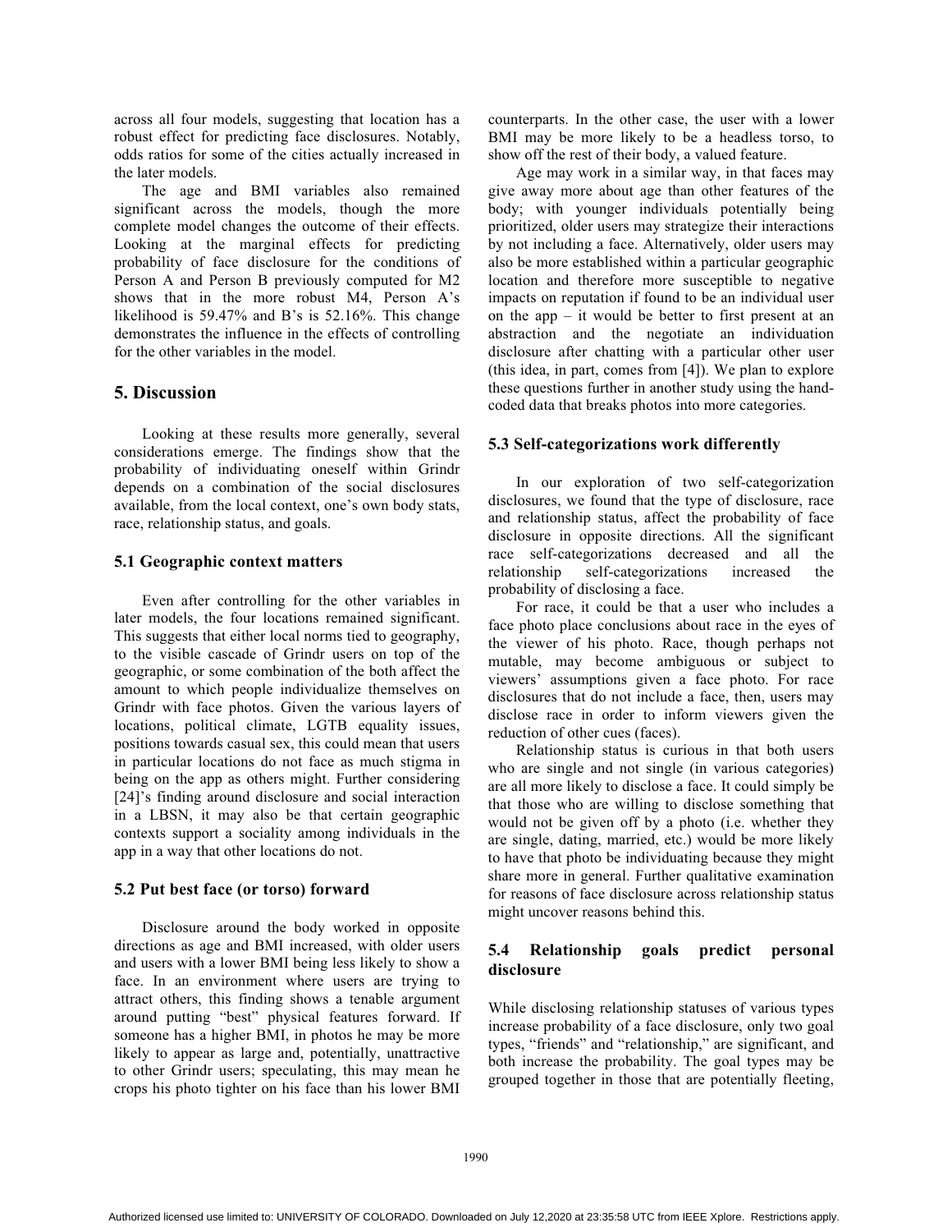across all four models, suggesting that location has a robust effect for predicting face disclosures. Notably, odds ratios for some of the cities actually increased in the later models.

The age and BMI variables also remained significant across the models, though the more complete model changes the outcome of their effects. Looking at the marginal effects for predicting probability of face disclosure for the conditions of Person A and Person B previously computed for M2 shows that in the more robust M4, Person A's likelihood is 59.47% and B's is 52.16%. This change demonstrates the influence in the effects of controlling for the other variables in the model.

## 5. Discussion

Looking at these results more generally, several considerations emerge. The findings show that the probability of individuating oneself within Grindr depends on a combination of the social disclosures available, from the local context, one's own body stats, race, relationship status, and goals.

### 5.1 Geographic context matters

Even after controlling for the other variables in later models, the four locations remained significant. This suggests that either local norms tied to geography, to the visible cascade of Grindr users on top of the geographic, or some combination of the both affect the amount to which people individualize themselves on Grindr with face photos. Given the various layers of locations, political climate, LGTB equality issues, positions towards casual sex, this could mean that users in particular locations do not face as much stigma in being on the app as others might. Further considering [24]'s finding around disclosure and social interaction in a LBSN, it may also be that certain geographic contexts support a sociality among individuals in the app in a way that other locations do not.

### 5.2 Put best face (or torso) forward

Disclosure around the body worked in opposite directions as age and BMI increased, with older users and users with a lower BMI being less likely to show a face. In an environment where users are trying to attract others, this finding shows a tenable argument around putting "best" physical features forward. If someone has a higher BMI, in photos he may be more likely to appear as large and, potentially, unattractive to other Grindr users; speculating, this may mean he crops his photo tighter on his face than his lower BMI counterparts. In the other case, the user with a lower BMI may be more likely to be a headless torso, to show off the rest of their body, a valued feature.

Age may work in a similar way, in that faces may give away more about age than other features of the body; with younger individuals potentially being prioritized, older users may strategize their interactions by not including a face. Alternatively, older users may also be more established within a particular geographic location and therefore more susceptible to negative impacts on reputation if found to be an individual user on the app – it would be better to first present at an abstraction and the negotiate an individuation disclosure after chatting with a particular other user (this idea, in part, comes from [4]). We plan to explore these questions further in another study using the hand-coded data that breaks photos into more categories.

### 5.3 Self-categorizations work differently

In our exploration of two self-categorization disclosures, we found that the type of disclosure, race and relationship status, affect the probability of face disclosure in opposite directions. All the significant race self-categorizations decreased and all the relationship self-categorizations increased the probability of disclosing a face.

For race, it could be that a user who includes a face photo place conclusions about race in the eyes of the viewer of his photo. Race, though perhaps not mutable, may become ambiguous or subject to viewers' assumptions given a face photo. For race disclosures that do not include a face, then, users may disclose race in order to inform viewers given the reduction of other cues (faces).

Relationship status is curious in that both users who are single and not single (in various categories) are all more likely to disclose a face. It could simply be that those who are willing to disclose something that would not be given off by a photo (i.e. whether they are single, dating, married, etc.) would be more likely to have that photo be individuating because they might share more in general. Further qualitative examination for reasons of face disclosure across relationship status might uncover reasons behind this.

### 5.4 Relationship goals predict personal disclosure

While disclosing relationship statuses of various types increase probability of a face disclosure, only two goal types, "friends" and "relationship," are significant, and both increase the probability. The goal types may be grouped together in those that are potentially fleeting,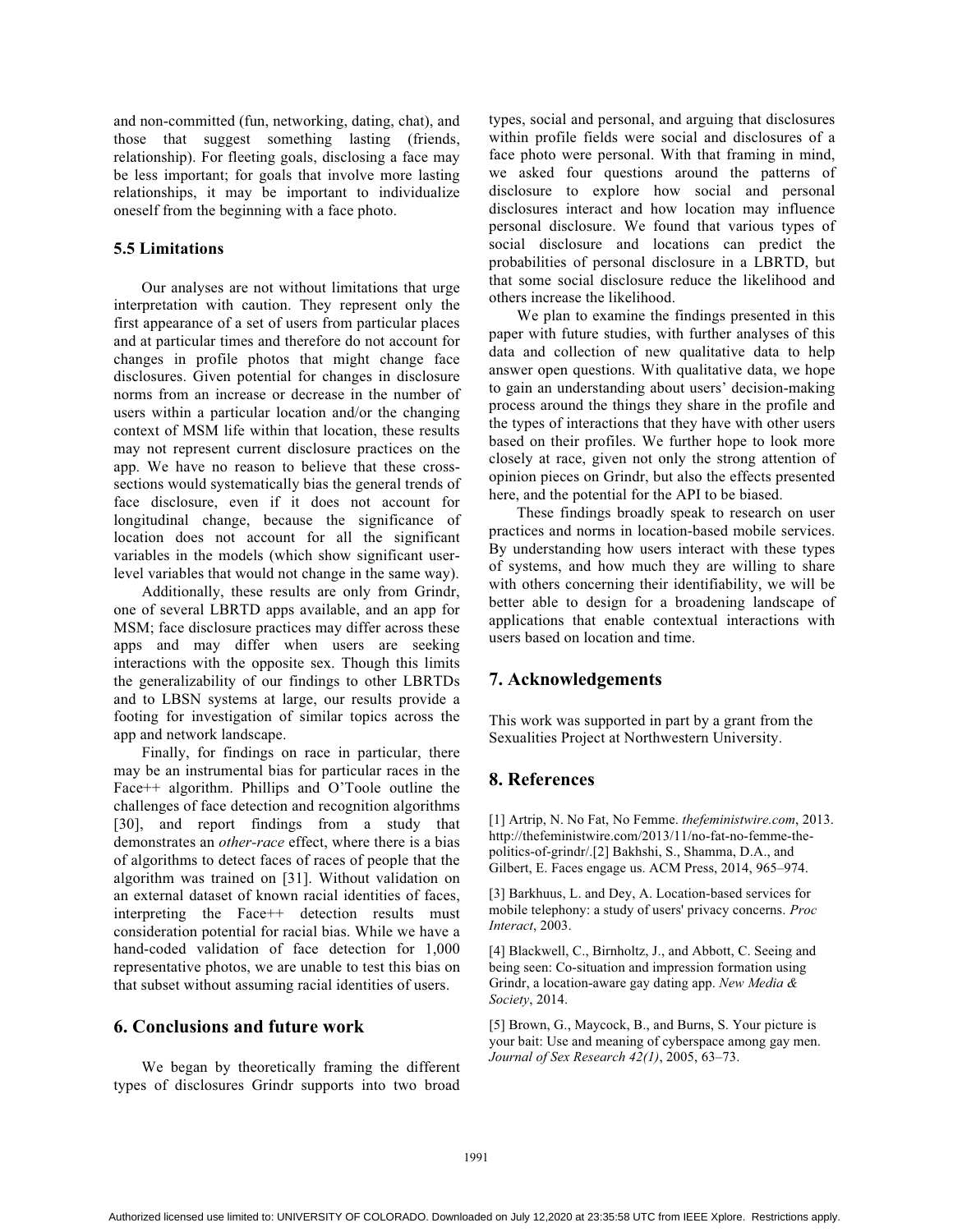and non-committed (fun, networking, dating, chat), and those that suggest something lasting (friends, relationship). For fleeting goals, disclosing a face may be less important; for goals that involve more lasting relationships, it may be important to individualize oneself from the beginning with a face photo.

### 5.5 Limitations

Our analyses are not without limitations that urge interpretation with caution. They represent only the first appearance of a set of users from particular places and at particular times and therefore do not account for changes in profile photos that might change face disclosures. Given potential for changes in disclosure norms from an increase or decrease in the number of users within a particular location and/or the changing context of MSM life within that location, these results may not represent current disclosure practices on the app. We have no reason to believe that these cross-sections would systematically bias the general trends of face disclosure, even if it does not account for longitudinal change, because the significance of location does not account for all the significant variables in the models (which show significant user-level variables that would not change in the same way).

Additionally, these results are only from Grindr, one of several LBRTD apps available, and an app for MSM; face disclosure practices may differ across these apps and may differ when users are seeking interactions with the opposite sex. Though this limits the generalizability of our findings to other LBRTDs and to LBSN systems at large, our results provide a footing for investigation of similar topics across the app and network landscape.

Finally, for findings on race in particular, there may be an instrumental bias for particular races in the Face++ algorithm. Phillips and O'Toole outline the challenges of face detection and recognition algorithms [30], and report findings from a study that demonstrates an *other-race* effect, where there is a bias of algorithms to detect faces of races of people that the algorithm was trained on [31]. Without validation on an external dataset of known racial identities of faces, interpreting the Face++ detection results must consideration potential for racial bias. While we have a hand-coded validation of face detection for 1,000 representative photos, we are unable to test this bias on that subset without assuming racial identities of users.

## 6. Conclusions and future work

We began by theoretically framing the different types of disclosures Grindr supports into two broad types, social and personal, and arguing that disclosures within profile fields were social and disclosures of a face photo were personal. With that framing in mind, we asked four questions around the patterns of disclosure to explore how social and personal disclosures interact and how location may influence personal disclosure. We found that various types of social disclosure and locations can predict the probabilities of personal disclosure in a LBRTD, but that some social disclosure reduce the likelihood and others increase the likelihood.

We plan to examine the findings presented in this paper with future studies, with further analyses of this data and collection of new qualitative data to help answer open questions. With qualitative data, we hope to gain an understanding about users' decision-making process around the things they share in the profile and the types of interactions that they have with other users based on their profiles. We further hope to look more closely at race, given not only the strong attention of opinion pieces on Grindr, but also the effects presented here, and the potential for the API to be biased.

These findings broadly speak to research on user practices and norms in location-based mobile services. By understanding how users interact with these types of systems, and how much they are willing to share with others concerning their identifiability, we will be better able to design for a broadening landscape of applications that enable contextual interactions with users based on location and time.

## 7. Acknowledgements

This work was supported in part by a grant from the Sexualities Project at Northwestern University.

## 8. References

[1] Artrip, N. No Fat, No Femme. *thefeministwire.com*, 2013. http://thefeministwire.com/2013/11/no-fat-no-femme-the-politics-of-grindr/.

[2] Bakhshi, S., Shamma, D.A., and Gilbert, E. Faces engage us. ACM Press, 2014, 965–974.

[3] Barkhuus, L. and Dey, A. Location-based services for mobile telephony: a study of users' privacy concerns. *Proc Interact*, 2003.

[4] Blackwell, C., Birnholtz, J., and Abbott, C. Seeing and being seen: Co-situation and impression formation using Grindr, a location-aware gay dating app. *New Media & Society*, 2014.

[5] Brown, G., Maycock, B., and Burns, S. Your picture is your bait: Use and meaning of cyberspace among gay men. *Journal of Sex Research 42(1)*, 2005, 63–73.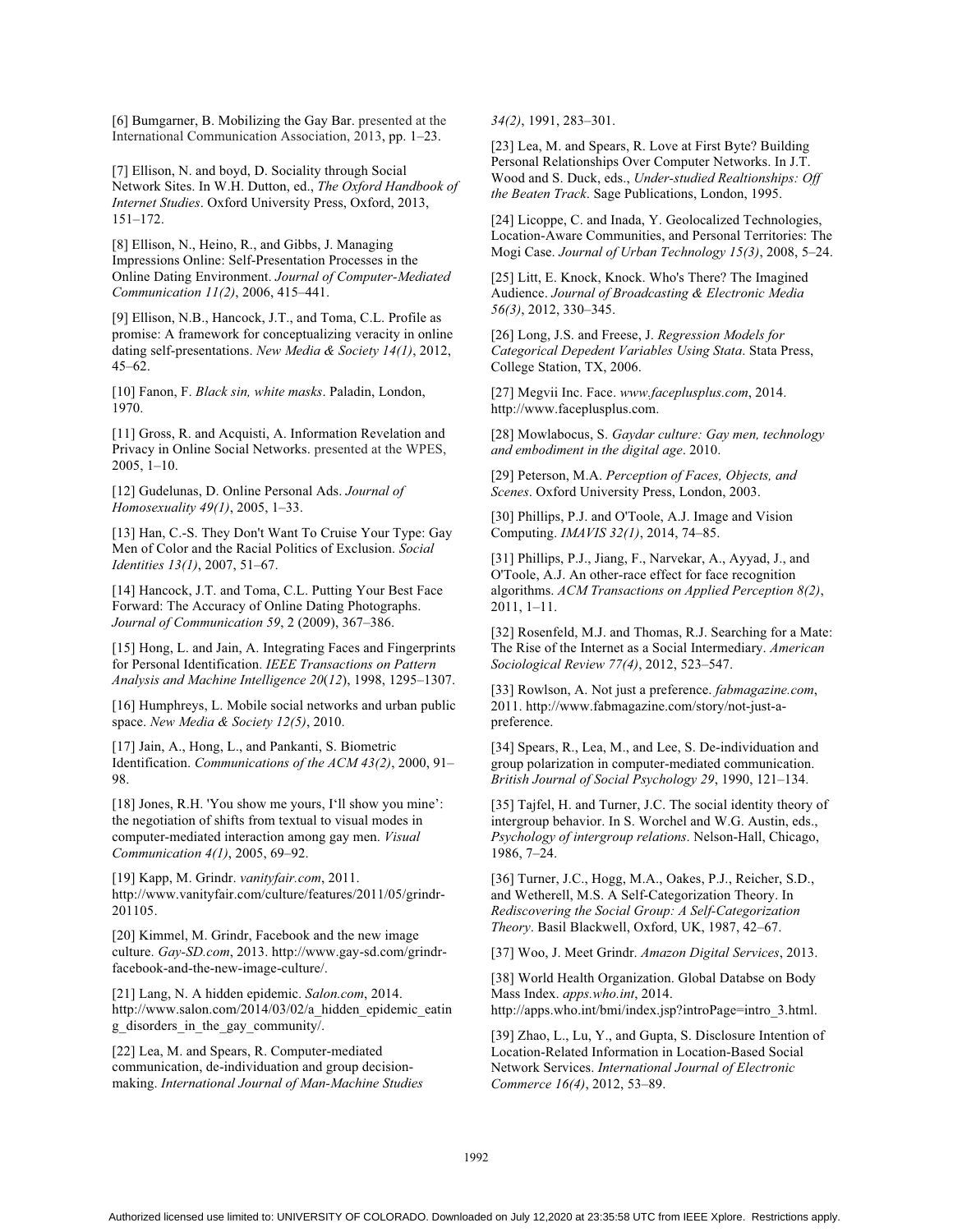[6] Bumgarner, B. Mobilizing the Gay Bar. presented at the International Communication Association, 2013, pp. 1–23.

[7] Ellison, N. and boyd, D. Sociality through Social Network Sites. In W.H. Dutton, ed., *The Oxford Handbook of Internet Studies*. Oxford University Press, Oxford, 2013, 151–172.

[8] Ellison, N., Heino, R., and Gibbs, J. Managing Impressions Online: Self-Presentation Processes in the Online Dating Environment. *Journal of Computer-Mediated Communication 11(2)*, 2006, 415–441.

[9] Ellison, N.B., Hancock, J.T., and Toma, C.L. Profile as promise: A framework for conceptualizing veracity in online dating self-presentations. *New Media & Society 14(1)*, 2012, 45–62.

[10] Fanon, F. *Black sin, white masks*. Paladin, London, 1970.

[11] Gross, R. and Acquisti, A. Information Revelation and Privacy in Online Social Networks. presented at the WPES, 2005, 1–10.

[12] Gudelunas, D. Online Personal Ads. *Journal of Homosexuality 49(1)*, 2005, 1–33.

[13] Han, C.-S. They Don't Want To Cruise Your Type: Gay Men of Color and the Racial Politics of Exclusion. *Social Identities 13(1)*, 2007, 51–67.

[14] Hancock, J.T. and Toma, C.L. Putting Your Best Face Forward: The Accuracy of Online Dating Photographs. *Journal of Communication 59*, 2 (2009), 367–386.

[15] Hong, L. and Jain, A. Integrating Faces and Fingerprints for Personal Identification. *IEEE Transactions on Pattern Analysis and Machine Intelligence 20*(*12*), 1998, 1295–1307.

[16] Humphreys, L. Mobile social networks and urban public space. *New Media & Society 12(5)*, 2010.

[17] Jain, A., Hong, L., and Pankanti, S. Biometric Identification. *Communications of the ACM 43(2)*, 2000, 91–98.

[18] Jones, R.H. 'You show me yours, I'll show you mine': the negotiation of shifts from textual to visual modes in computer-mediated interaction among gay men. *Visual Communication 4(1)*, 2005, 69–92.

[19] Kapp, M. Grindr. *vanityfair.com*, 2011. http://www.vanityfair.com/culture/features/2011/05/grindr-201105.

[20] Kimmel, M. Grindr, Facebook and the new image culture. *Gay-SD.com*, 2013. http://www.gay-sd.com/grindr-facebook-and-the-new-image-culture/.

[21] Lang, N. A hidden epidemic. *Salon.com*, 2014. http://www.salon.com/2014/03/02/a_hidden_epidemic_eating_disorders_in_the_gay_community/.

[22] Lea, M. and Spears, R. Computer-mediated communication, de-individuation and group decision-making. *International Journal of Man-Machine Studies 34(2)*, 1991, 283–301.

[23] Lea, M. and Spears, R. Love at First Byte? Building Personal Relationships Over Computer Networks. In J.T. Wood and S. Duck, eds., *Under-studied Realtionships: Off the Beaten Track*. Sage Publications, London, 1995.

[24] Licoppe, C. and Inada, Y. Geolocalized Technologies, Location-Aware Communities, and Personal Territories: The Mogi Case. *Journal of Urban Technology 15(3)*, 2008, 5–24.

[25] Litt, E. Knock, Knock. Who's There? The Imagined Audience. *Journal of Broadcasting & Electronic Media 56(3)*, 2012, 330–345.

[26] Long, J.S. and Freese, J. *Regression Models for Categorical Depedent Variables Using Stata*. Stata Press, College Station, TX, 2006.

[27] Megvii Inc. Face. *www.faceplusplus.com*, 2014. http://www.faceplusplus.com.

[28] Mowlabocus, S. *Gaydar culture: Gay men, technology and embodiment in the digital age*. 2010.

[29] Peterson, M.A. *Perception of Faces, Objects, and Scenes*. Oxford University Press, London, 2003.

[30] Phillips, P.J. and O'Toole, A.J. Image and Vision Computing. *IMAVIS 32(1)*, 2014, 74–85.

[31] Phillips, P.J., Jiang, F., Narvekar, A., Ayyad, J., and O'Toole, A.J. An other-race effect for face recognition algorithms. *ACM Transactions on Applied Perception 8(2)*, 2011, 1–11.

[32] Rosenfeld, M.J. and Thomas, R.J. Searching for a Mate: The Rise of the Internet as a Social Intermediary. *American Sociological Review 77(4)*, 2012, 523–547.

[33] Rowlson, A. Not just a preference. *fabmagazine.com*, 2011. http://www.fabmagazine.com/story/not-just-a-preference.

[34] Spears, R., Lea, M., and Lee, S. De-individuation and group polarization in computer-mediated communication. *British Journal of Social Psychology 29*, 1990, 121–134.

[35] Tajfel, H. and Turner, J.C. The social identity theory of intergroup behavior. In S. Worchel and W.G. Austin, eds., *Psychology of intergroup relations*. Nelson-Hall, Chicago, 1986, 7–24.

[36] Turner, J.C., Hogg, M.A., Oakes, P.J., Reicher, S.D., and Wetherell, M.S. A Self-Categorization Theory. In *Rediscovering the Social Group: A Self-Categorization Theory*. Basil Blackwell, Oxford, UK, 1987, 42–67.

[37] Woo, J. Meet Grindr. *Amazon Digital Services*, 2013.

[38] World Health Organization. Global Databse on Body Mass Index. *apps.who.int*, 2014. http://apps.who.int/bmi/index.jsp?introPage=intro_3.html.

[39] Zhao, L., Lu, Y., and Gupta, S. Disclosure Intention of Location-Related Information in Location-Based Social Network Services. *International Journal of Electronic Commerce 16(4)*, 2012, 53–89.